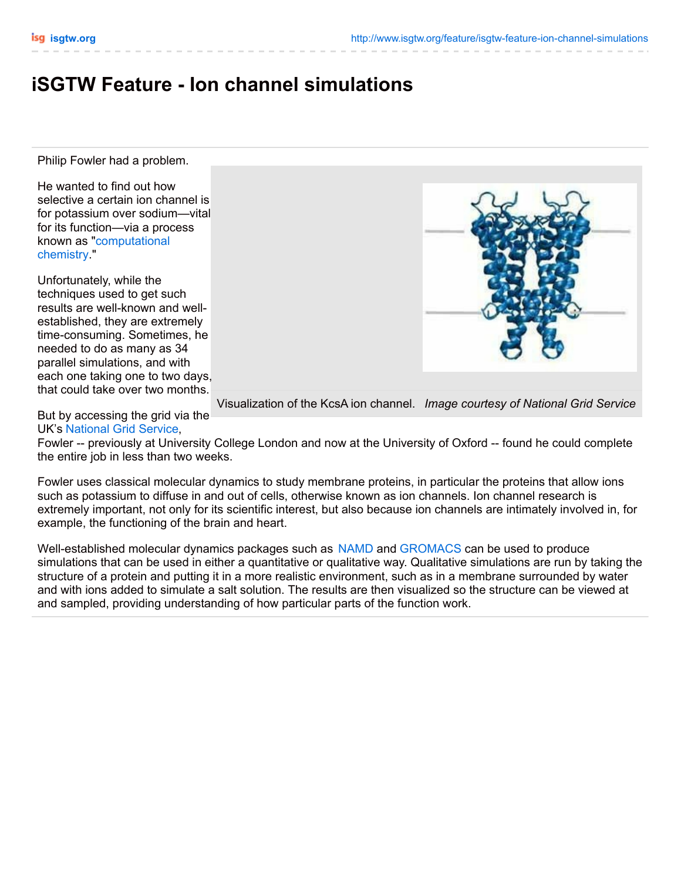# iSGTW Feature - Ion channel simulations

Philip Fowler had a problem.

He wanted to find out how selective a certain ion channel is for potassium over sodium—vital for its function—via a process known as "computational chemistry."

Unfortunately, while the techniques used to get such results are well-known and well-established, they are extremely time-consuming. Sometimes, he needed to do as many as 34 parallel simulations, and with each one taking one to two days, that could take over two months.

Visualization of the KcsA ion channel. *Image courtesy of National Grid Service*

But by accessing the grid via the UK's National Grid Service, Fowler -- previously at University College London and now at the University of Oxford -- found he could complete the entire job in less than two weeks.

Fowler uses classical molecular dynamics to study membrane proteins, in particular the proteins that allow ions such as potassium to diffuse in and out of cells, otherwise known as ion channels. Ion channel research is extremely important, not only for its scientific interest, but also because ion channels are intimately involved in, for example, the functioning of the brain and heart.

Well-established molecular dynamics packages such as NAMD and GROMACS can be used to produce simulations that can be used in either a quantitative or qualitative way. Qualitative simulations are run by taking the structure of a protein and putting it in a more realistic environment, such as in a membrane surrounded by water and with ions added to simulate a salt solution. The results are then visualized so the structure can be viewed at and sampled, providing understanding of how particular parts of the function work.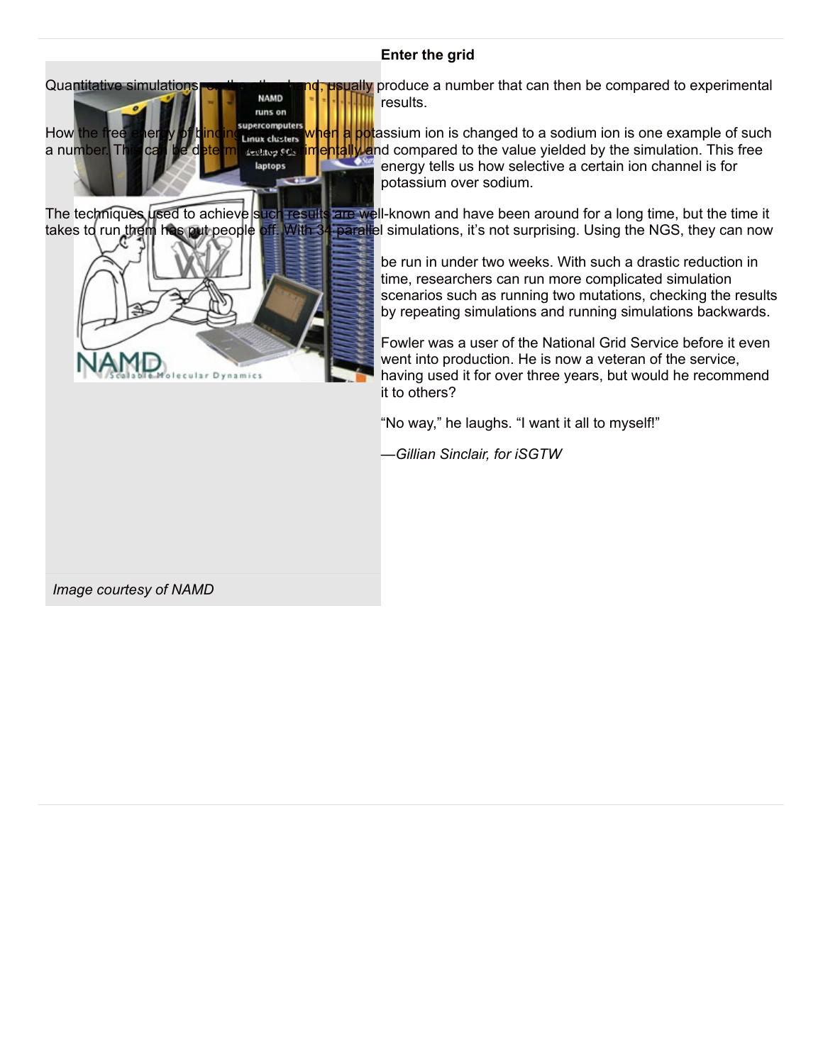### Enter the grid

Quantitative simulations, on the other hand, usually produce a number that can then be compared to experimental results.

How the free energy of binding changes when a potassium ion is changed to a sodium ion is one example of such a number. This can be determined experimentally and compared to the value yielded by the simulation. This free energy tells us how selective a certain ion channel is for potassium over sodium.

The techniques used to achieve such results are well-known and have been around for a long time, but the time it takes to run them has put people off. With 34 parallel simulations, it's not surprising. Using the NGS, they can now be run in under two weeks. With such a drastic reduction in time, researchers can run more complicated simulation scenarios such as running two mutations, checking the results by repeating simulations and running simulations backwards.

Fowler was a user of the National Grid Service before it even went into production. He is now a veteran of the service, having used it for over three years, but would he recommend it to others?

"No way," he laughs. "I want it all to myself!"

*—Gillian Sinclair, for iSGTW*

*Image courtesy of NAMD*